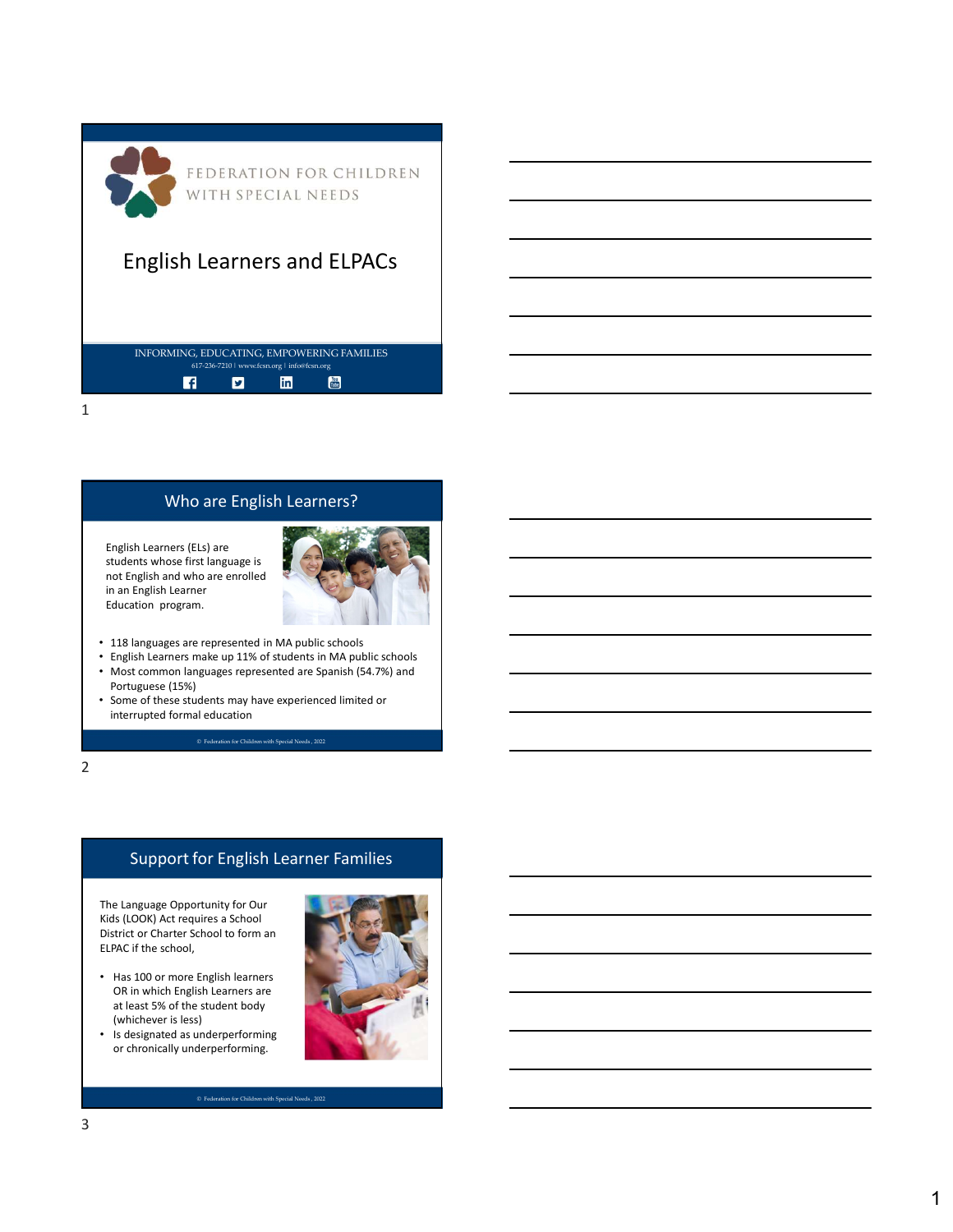FEDERATION FOR CHILDREN WITH SPECIAL NEEDS

# English Learners and ELPACs

INFORMING, EDUCATING, EMPOWERING FAMILIES

617-236-7210 | www.fcsn.org | info@fcsn.org

## Who are English Learners?

English Learners (ELs) are students whose first language is not English and who are enrolled in an English Learner Education program.

- 118 languages are represented in MA public schools
- English Learners make up 11% of students in MA public schools
- Most common languages represented are Spanish (54.7%) and Portuguese (15%)
- Some of these students may have experienced limited or interrupted formal education

© Federation for Children with Special Needs, 2022

## Support for English Learner Families

The Language Opportunity for Our Kids (LOOK) Act requires a School District or Charter School to form an ELPAC if the school,

- Has 100 or more English learners OR in which English Learners are at least 5% of the student body (whichever is less)
- Is designated as underperforming or chronically underperforming.

© Federation for Children with Special Needs, 2022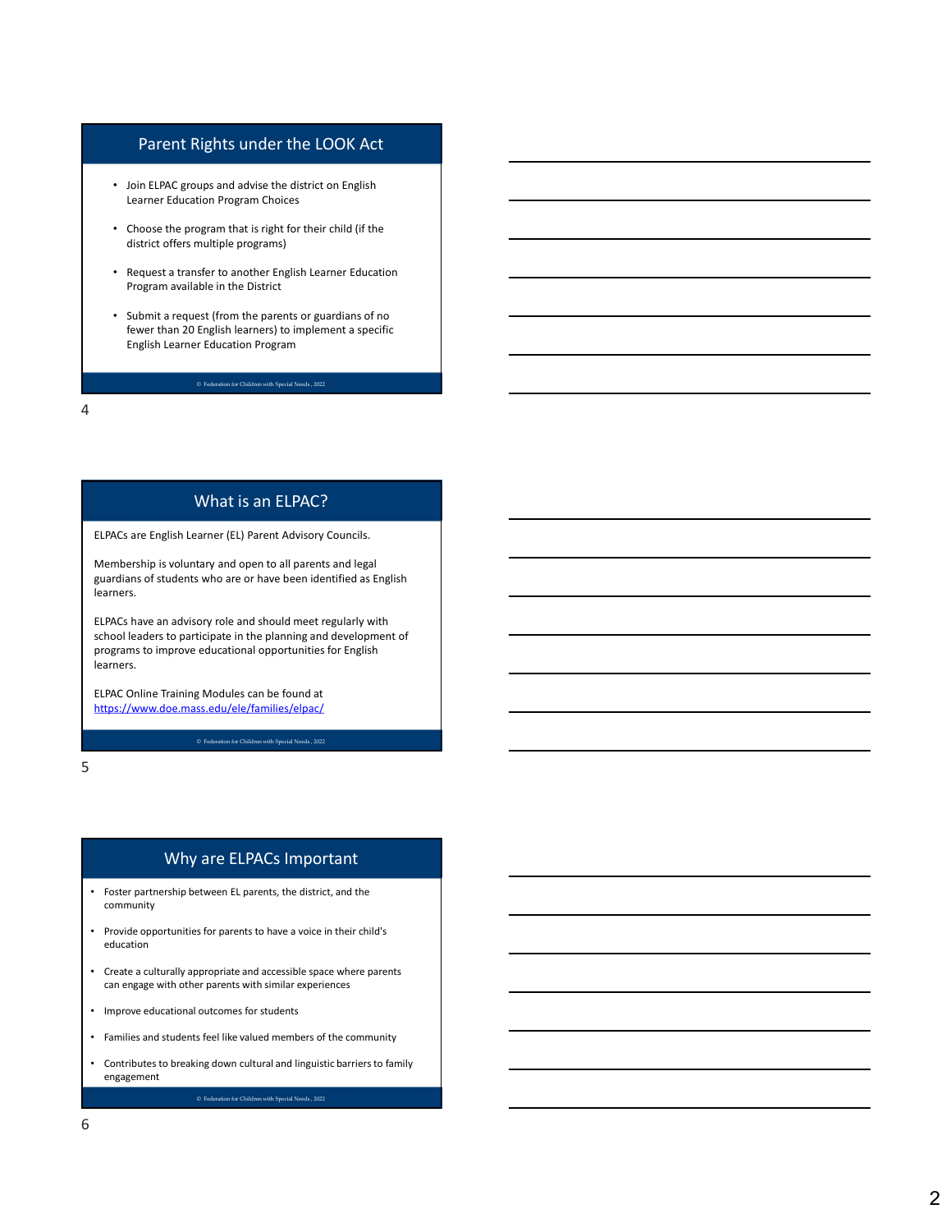## Parent Rights under the LOOK Act

- Join ELPAC groups and advise the district on English Learner Education Program Choices
- Choose the program that is right for their child (if the district offers multiple programs)
- Request a transfer to another English Learner Education Program available in the District
- Submit a request (from the parents or guardians of no fewer than 20 English learners) to implement a specific English Learner Education Program

© Federation for Children with Special Needs, 2022

## What is an ELPAC?

ELPACs are English Learner (EL) Parent Advisory Councils.

Membership is voluntary and open to all parents and legal guardians of students who are or have been identified as English learners.

ELPACs have an advisory role and should meet regularly with school leaders to participate in the planning and development of programs to improve educational opportunities for English learners.

ELPAC Online Training Modules can be found at https://www.doe.mass.edu/ele/families/elpac/

© Federation for Children with Special Needs, 2022

## Why are ELPACs Important

- Foster partnership between EL parents, the district, and the community
- Provide opportunities for parents to have a voice in their child's education
- Create a culturally appropriate and accessible space where parents can engage with other parents with similar experiences
- Improve educational outcomes for students
- Families and students feel like valued members of the community
- Contributes to breaking down cultural and linguistic barriers to family engagement

© Federation for Children with Special Needs, 2022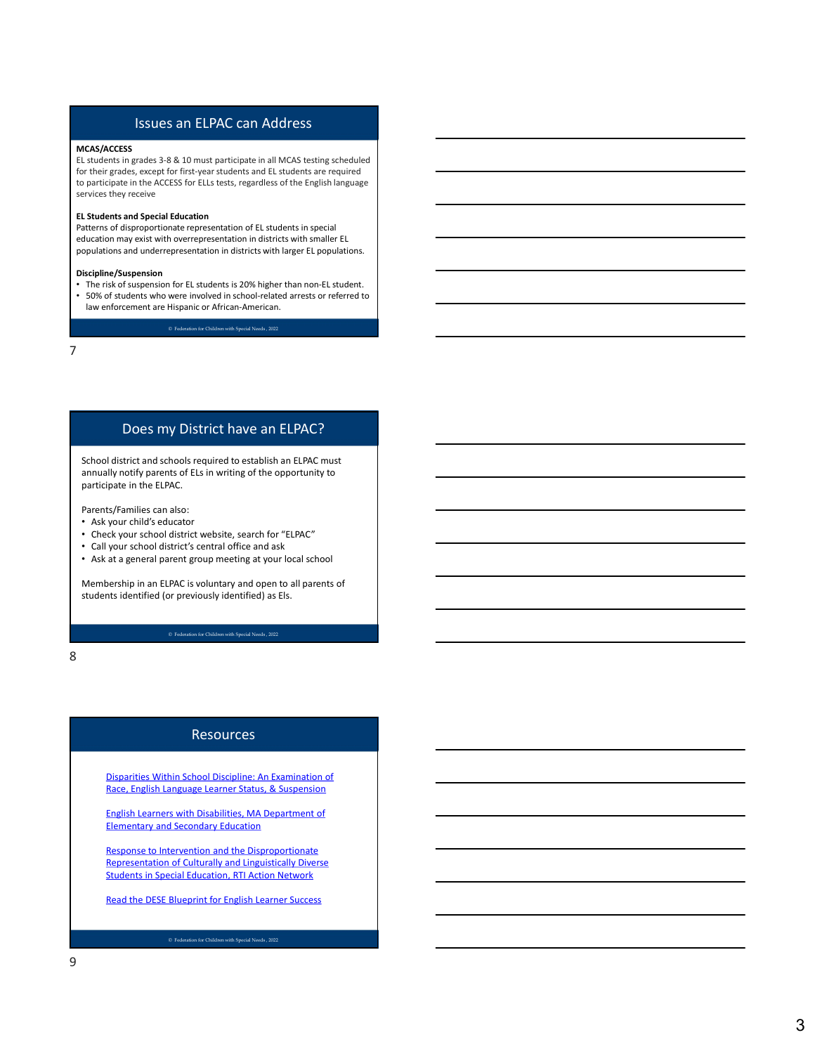## Issues an ELPAC can Address

**MCAS/ACCESS**
EL students in grades 3-8 & 10 must participate in all MCAS testing scheduled for their grades, except for first-year students and EL students are required to participate in the ACCESS for ELLs tests, regardless of the English language services they receive

**EL Students and Special Education**
Patterns of disproportionate representation of EL students in special education may exist with overrepresentation in districts with smaller EL populations and underrepresentation in districts with larger EL populations.

**Discipline/Suspension**
- The risk of suspension for EL students is 20% higher than non-EL student.
- 50% of students who were involved in school-related arrests or referred to law enforcement are Hispanic or African-American.

© Federation for Children with Special Needs, 2022

## Does my District have an ELPAC?

School district and schools required to establish an ELPAC must annually notify parents of ELs in writing of the opportunity to participate in the ELPAC.

Parents/Families can also:
- Ask your child's educator
- Check your school district website, search for "ELPAC"
- Call your school district's central office and ask
- Ask at a general parent group meeting at your local school

Membership in an ELPAC is voluntary and open to all parents of students identified (or previously identified) as Els.

© Federation for Children with Special Needs, 2022

## Resources

Disparities Within School Discipline: An Examination of Race, English Language Learner Status, & Suspension

English Learners with Disabilities, MA Department of Elementary and Secondary Education

Response to Intervention and the Disproportionate Representation of Culturally and Linguistically Diverse Students in Special Education, RTI Action Network

Read the DESE Blueprint for English Learner Success

© Federation for Children with Special Needs, 2022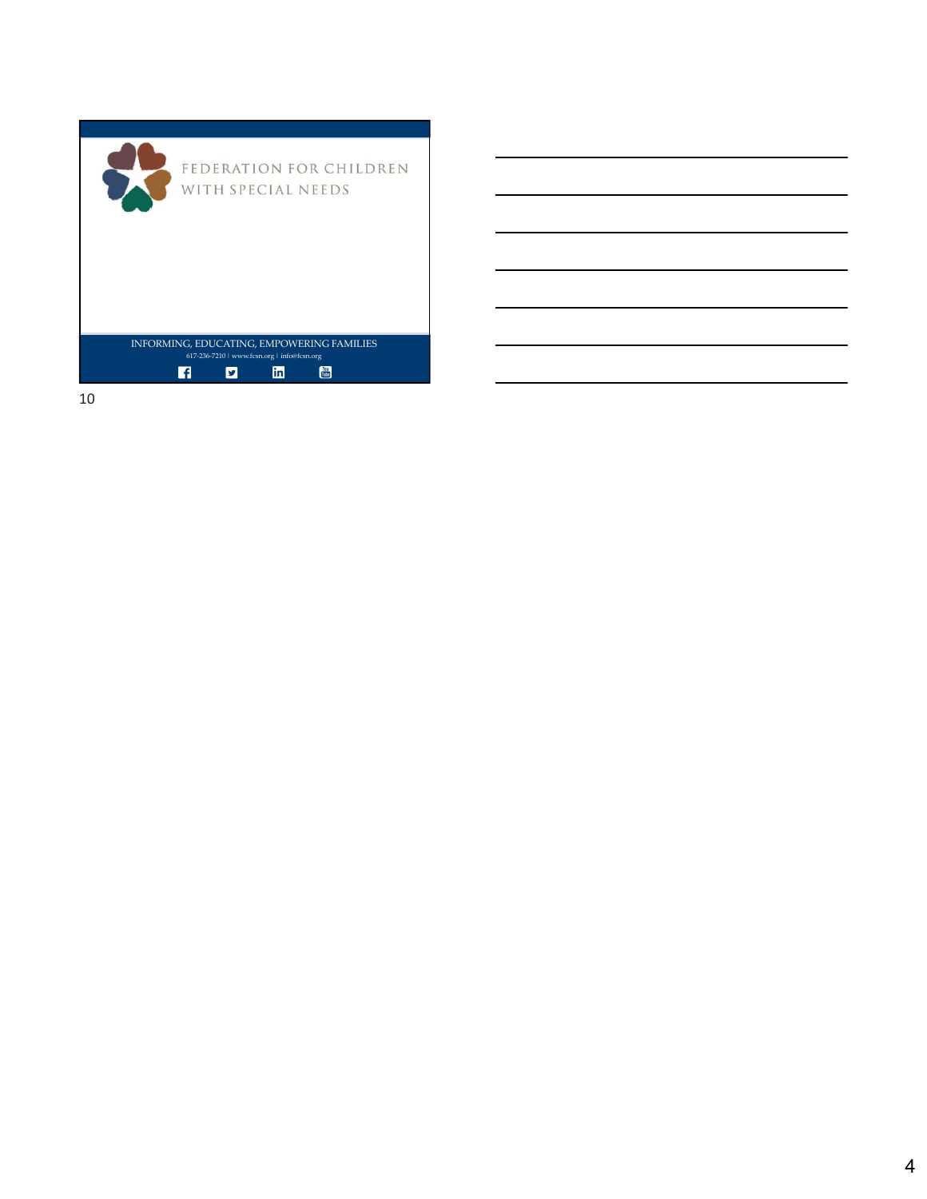FEDERATION FOR CHILDREN WITH SPECIAL NEEDS

INFORMING, EDUCATING, EMPOWERING FAMILIES

617-236-7210 | www.fcsn.org | info@fcsn.org

10